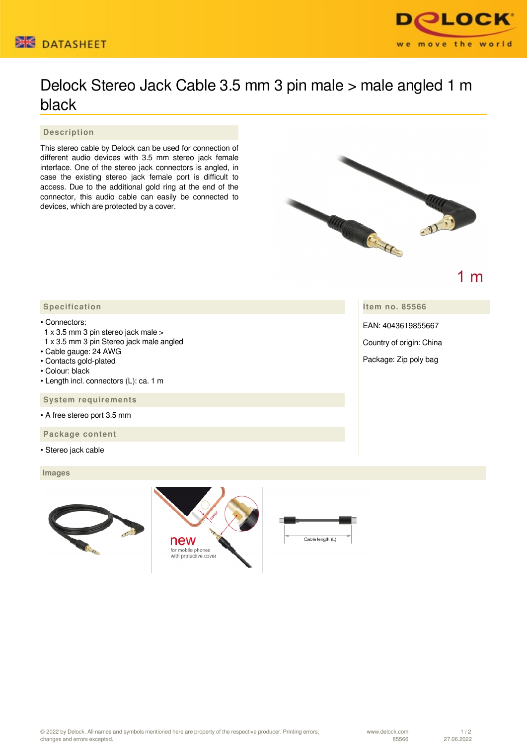# Delock Stereo Jack Cable 3.5 mm 3 pin male > male angled 1 m black

## Description

This stereo cable by Delock can be used for connection of different audio devices with 3.5 mm stereo jack female interface. One of the stereo jack connectors is angled, in case the existing stereo jack female port is difficult to access. Due to the additional gold ring at the end of the connector, this audio cable can easily be connected to devices, which are protected by a cover.

1 m

## Specification

- Connectors:
  1 x 3.5 mm 3 pin stereo jack male >
  1 x 3.5 mm 3 pin Stereo jack male angled
- Cable gauge: 24 AWG
- Contacts gold-plated
- Colour: black
- Length incl. connectors (L): ca. 1 m

## System requirements

- A free stereo port 3.5 mm

## Package content

- Stereo jack cable

## Item no. 85566

EAN: 4043619855667

Country of origin: China

Package: Zip poly bag

## Images

new
for mobile phones with protective cover

Cable length (L)

© 2022 by Delock. All names and symbols mentioned here are property of the respective producer. Printing errors, changes and errors excepted.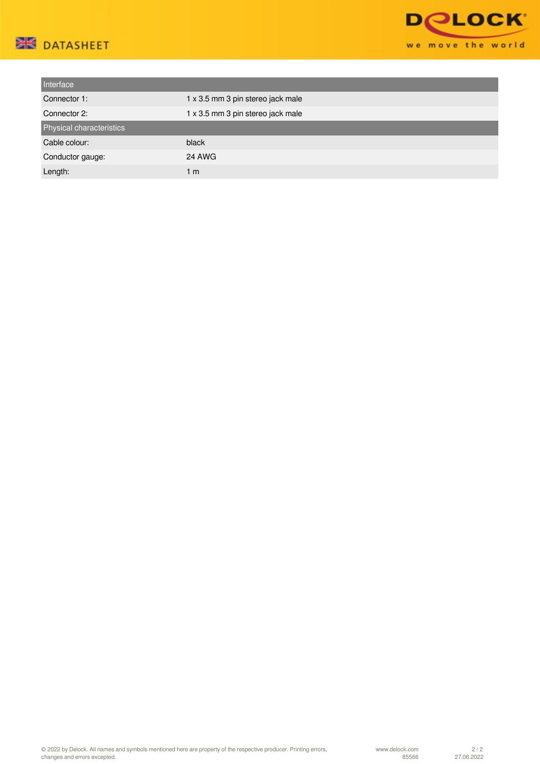| | |
|---|---|
| **Interface** | |
| Connector 1: | 1 x 3.5 mm 3 pin stereo jack male |
| Connector 2: | 1 x 3.5 mm 3 pin stereo jack male |
| **Physical characteristics** | |
| Cable colour: | black |
| Conductor gauge: | 24 AWG |
| Length: | 1 m |